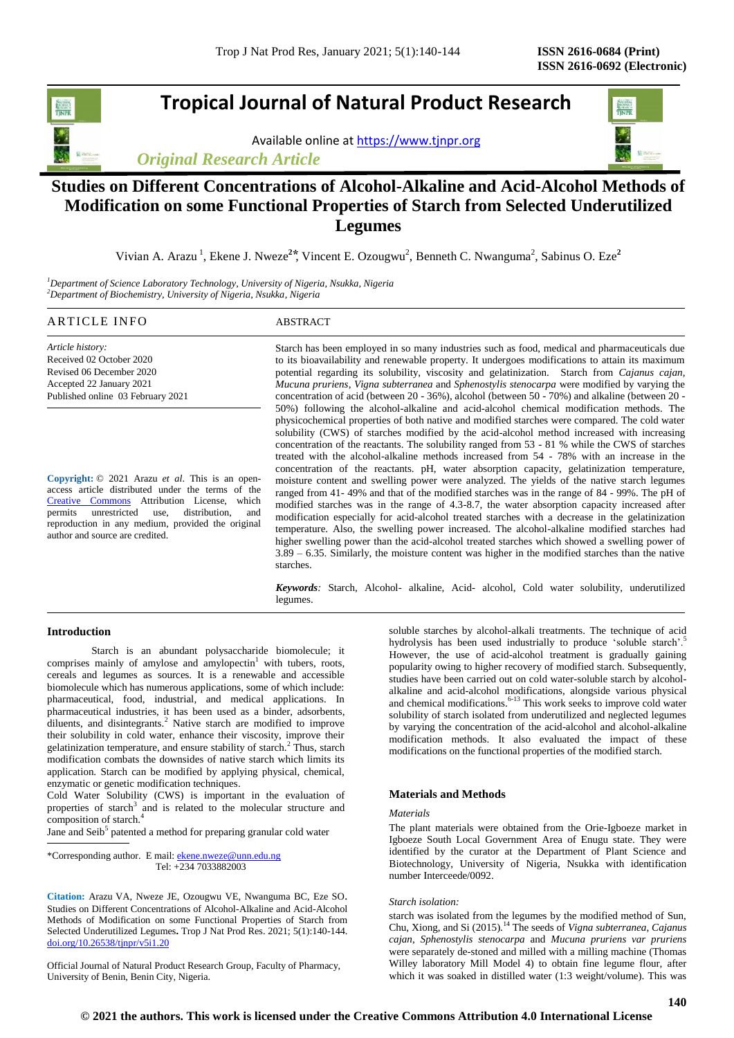# Studies on Different Concentrations of Alcohol-Alkaline and Acid-Alcohol Methods of Modification on some Functional Properties of Starch from Selected Underutilized Legumes

Vivian A. Arazu [1], Ekene J. Nweze[2*], Vincent E. Ozougwu[2], Benneth C. Nwanguma[2], Sabinus O. Eze[2]

[1]*Department of Science Laboratory Technology, University of Nigeria, Nsukka, Nigeria*
[2]*Department of Biochemistry, University of Nigeria, Nsukka, Nigeria*

## ARTICLE INFO

*Article history:*
Received 02 October 2020
Revised 06 December 2020
Accepted 22 January 2021
Published online 03 February 2021

**Copyright:** © 2021 Arazu *et al*. This is an open-access article distributed under the terms of the Creative Commons Attribution License, which permits unrestricted use, distribution, and reproduction in any medium, provided the original author and source are credited.

## ABSTRACT

Starch has been employed in so many industries such as food, medical and pharmaceuticals due to its bioavailability and renewable property. It undergoes modifications to attain its maximum potential regarding its solubility, viscosity and gelatinization. Starch from *Cajanus cajan, Mucuna pruriens, Vigna subterranea* and *Sphenostylis stenocarpa* were modified by varying the concentration of acid (between 20 - 36%), alcohol (between 50 - 70%) and alkaline (between 20 - 50%) following the alcohol-alkaline and acid-alcohol chemical modification methods. The physicochemical properties of both native and modified starches were compared. The cold water solubility (CWS) of starches modified by the acid-alcohol method increased with increasing concentration of the reactants. The solubility ranged from 53 - 81 % while the CWS of starches treated with the alcohol-alkaline methods increased from 54 - 78% with an increase in the concentration of the reactants. pH, water absorption capacity, gelatinization temperature, moisture content and swelling power were analyzed. The yields of the native starch legumes ranged from 41- 49% and that of the modified starches was in the range of 84 - 99%. The pH of modified starches was in the range of 4.3-8.7, the water absorption capacity increased after modification especially for acid-alcohol treated starches with a decrease in the gelatinization temperature. Also, the swelling power increased. The alcohol-alkaline modified starches had higher swelling power than the acid-alcohol treated starches which showed a swelling power of 3.89 – 6.35. Similarly, the moisture content was higher in the modified starches than the native starches.

***Keywords****:* Starch, Alcohol- alkaline, Acid- alcohol, Cold water solubility, underutilized legumes.

## Introduction

Starch is an abundant polysaccharide biomolecule; it comprises mainly of amylose and amylopectin[1] with tubers, roots, cereals and legumes as sources. It is a renewable and accessible biomolecule which has numerous applications, some of which include: pharmaceutical, food, industrial, and medical applications. In pharmaceutical industries, it has been used as a binder, adsorbents, diluents, and disintegrants.[2] Native starch are modified to improve their solubility in cold water, enhance their viscosity, improve their gelatinization temperature, and ensure stability of starch.[2] Thus, starch modification combats the downsides of native starch which limits its application. Starch can be modified by applying physical, chemical, enzymatic or genetic modification techniques.

Cold Water Solubility (CWS) is important in the evaluation of properties of starch[3] and is related to the molecular structure and composition of starch.[4]

Jane and Seib[5] patented a method for preparing granular cold water soluble starches by alcohol-alkali treatments. The technique of acid hydrolysis has been used industrially to produce 'soluble starch'.[5] However, the use of acid-alcohol treatment is gradually gaining popularity owing to higher recovery of modified starch. Subsequently, studies have been carried out on cold water-soluble starch by alcohol-alkaline and acid-alcohol modifications, alongside various physical and chemical modifications.[6-13] This work seeks to improve cold water solubility of starch isolated from underutilized and neglected legumes by varying the concentration of the acid-alcohol and alcohol-alkaline modification methods. It also evaluated the impact of these modifications on the functional properties of the modified starch.

\*Corresponding author. E mail: ekene.nweze@unn.edu.ng
Tel: +234 7033882003

**Citation:** Arazu VA, Nweze JE, Ozougwu VE, Nwanguma BC, Eze SO. Studies on Different Concentrations of Alcohol-Alkaline and Acid-Alcohol Methods of Modification on some Functional Properties of Starch from Selected Underutilized Legumes**.** Trop J Nat Prod Res. 2021; 5(1):140-144. doi.org/10.26538/tjnpr/v5i1.20

Official Journal of Natural Product Research Group, Faculty of Pharmacy, University of Benin, Benin City, Nigeria.

## Materials and Methods

### *Materials*

The plant materials were obtained from the Orie-Igboeze market in Igboeze South Local Government Area of Enugu state. They were identified by the curator at the Department of Plant Science and Biotechnology, University of Nigeria, Nsukka with identification number Interceede/0092.

### *Starch isolation:*

starch was isolated from the legumes by the modified method of Sun, Chu, Xiong, and Si (2015).[14] The seeds of *Vigna subterranea*, *Cajanus cajan*, *Sphenostylis stenocarpa* and *Mucuna pruriens var pruriens* were separately de-stoned and milled with a milling machine (Thomas Willey laboratory Mill Model 4) to obtain fine legume flour, after which it was soaked in distilled water (1:3 weight/volume). This was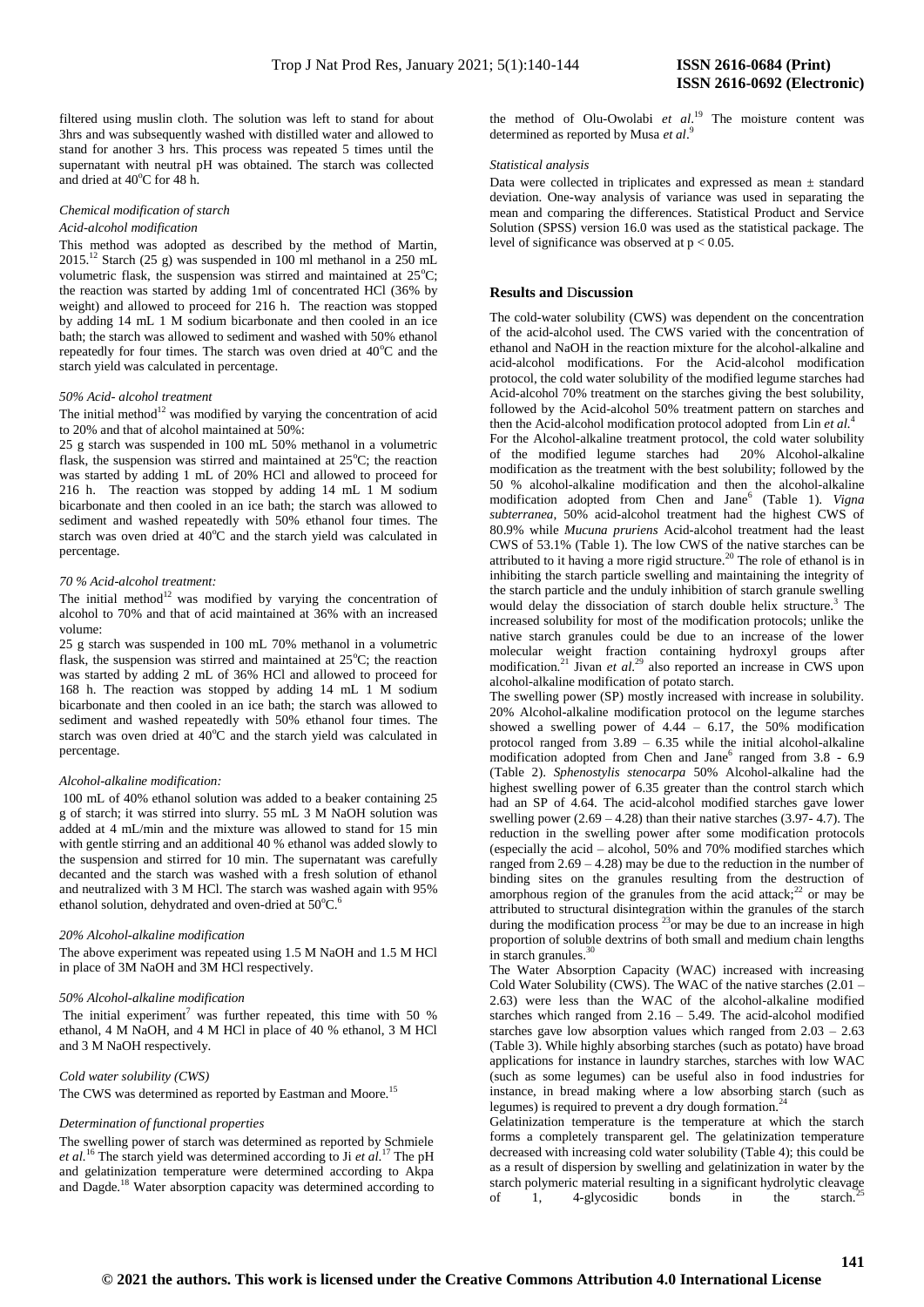filtered using muslin cloth. The solution was left to stand for about 3hrs and was subsequently washed with distilled water and allowed to stand for another 3 hrs. This process was repeated 5 times until the supernatant with neutral pH was obtained. The starch was collected and dried at 40°C for 48 h.

### *Chemical modification of starch*

#### *Acid-alcohol modification*

This method was adopted as described by the method of Martin, 2015.[12] Starch (25 g) was suspended in 100 ml methanol in a 250 mL volumetric flask, the suspension was stirred and maintained at 25°C; the reaction was started by adding 1ml of concentrated HCl (36% by weight) and allowed to proceed for 216 h. The reaction was stopped by adding 14 mL 1 M sodium bicarbonate and then cooled in an ice bath; the starch was allowed to sediment and washed with 50% ethanol repeatedly for four times. The starch was oven dried at 40°C and the starch yield was calculated in percentage.

#### *50% Acid- alcohol treatment*

The initial method[12] was modified by varying the concentration of acid to 20% and that of alcohol maintained at 50%:

25 g starch was suspended in 100 mL 50% methanol in a volumetric flask, the suspension was stirred and maintained at 25°C; the reaction was started by adding 1 mL of 20% HCl and allowed to proceed for 216 h. The reaction was stopped by adding 14 mL 1 M sodium bicarbonate and then cooled in an ice bath; the starch was allowed to sediment and washed repeatedly with 50% ethanol four times. The starch was oven dried at 40°C and the starch yield was calculated in percentage.

#### *70 % Acid-alcohol treatment:*

The initial method[12] was modified by varying the concentration of alcohol to 70% and that of acid maintained at 36% with an increased volume:

25 g starch was suspended in 100 mL 70% methanol in a volumetric flask, the suspension was stirred and maintained at 25°C; the reaction was started by adding 2 mL of 36% HCl and allowed to proceed for 168 h. The reaction was stopped by adding 14 mL 1 M sodium bicarbonate and then cooled in an ice bath; the starch was allowed to sediment and washed repeatedly with 50% ethanol four times. The starch was oven dried at 40°C and the starch yield was calculated in percentage.

#### *Alcohol-alkaline modification:*

100 mL of 40% ethanol solution was added to a beaker containing 25 g of starch; it was stirred into slurry. 55 mL 3 M NaOH solution was added at 4 mL/min and the mixture was allowed to stand for 15 min with gentle stirring and an additional 40 % ethanol was added slowly to the suspension and stirred for 10 min. The supernatant was carefully decanted and the starch was washed with a fresh solution of ethanol and neutralized with 3 M HCl. The starch was washed again with 95% ethanol solution, dehydrated and oven-dried at 50°C.[6]

#### *20% Alcohol-alkaline modification*

The above experiment was repeated using 1.5 M NaOH and 1.5 M HCl in place of 3M NaOH and 3M HCl respectively.

#### *50% Alcohol-alkaline modification*

The initial experiment[7] was further repeated, this time with 50 % ethanol, 4 M NaOH, and 4 M HCl in place of 40 % ethanol, 3 M HCl and 3 M NaOH respectively.

### *Cold water solubility (CWS)*

The CWS was determined as reported by Eastman and Moore.[15]

### *Determination of functional properties*

The swelling power of starch was determined as reported by Schmiele *et al.*[16] The starch yield was determined according to Ji *et al.*[17] The pH and gelatinization temperature were determined according to Akpa and Dagde.[18] Water absorption capacity was determined according to the method of Olu-Owolabi *et al.*[19] The moisture content was determined as reported by Musa *et al*.[9]

### *Statistical analysis*

Data were collected in triplicates and expressed as mean ± standard deviation. One-way analysis of variance was used in separating the mean and comparing the differences. Statistical Product and Service Solution (SPSS) version 16.0 was used as the statistical package. The level of significance was observed at $p < 0.05$.

## **Results and Discussion**

The cold-water solubility (CWS) was dependent on the concentration of the acid-alcohol used. The CWS varied with the concentration of ethanol and NaOH in the reaction mixture for the alcohol-alkaline and acid-alcohol modifications. For the Acid-alcohol modification protocol, the cold water solubility of the modified legume starches had Acid-alcohol 70% treatment on the starches giving the best solubility, followed by the Acid-alcohol 50% treatment pattern on starches and then the Acid-alcohol modification protocol adopted from Lin *et al.*[4]

For the Alcohol-alkaline treatment protocol, the cold water solubility of the modified legume starches had 20% Alcohol-alkaline modification as the treatment with the best solubility; followed by the 50 % alcohol-alkaline modification and then the alcohol-alkaline modification adopted from Chen and Jane[6] (Table 1). *Vigna subterranea*, 50% acid-alcohol treatment had the highest CWS of 80.9% while *Mucuna pruriens* Acid-alcohol treatment had the least CWS of 53.1% (Table 1). The low CWS of the native starches can be attributed to it having a more rigid structure.[20] The role of ethanol is in inhibiting the starch particle swelling and maintaining the integrity of the starch particle and the unduly inhibition of starch granule swelling would delay the dissociation of starch double helix structure.[3] The increased solubility for most of the modification protocols; unlike the native starch granules could be due to an increase of the lower molecular weight fraction containing hydroxyl groups after modification.[21] Jivan *et al.*[29] also reported an increase in CWS upon alcohol-alkaline modification of potato starch.

The swelling power (SP) mostly increased with increase in solubility. 20% Alcohol-alkaline modification protocol on the legume starches showed a swelling power of 4.44 – 6.17, the 50% modification protocol ranged from 3.89 – 6.35 while the initial alcohol-alkaline modification adopted from Chen and Jane[6] ranged from 3.8 - 6.9 (Table 2). *Sphenostylis stenocarpa* 50% Alcohol-alkaline had the highest swelling power of 6.35 greater than the control starch which had an SP of 4.64. The acid-alcohol modified starches gave lower swelling power (2.69 – 4.28) than their native starches (3.97- 4.7). The reduction in the swelling power after some modification protocols (especially the acid – alcohol, 50% and 70% modified starches which ranged from 2.69 – 4.28) may be due to the reduction in the number of binding sites on the granules resulting from the destruction of amorphous region of the granules from the acid attack;[22] or may be attributed to structural disintegration within the granules of the starch during the modification process [23]or may be due to an increase in high proportion of soluble dextrins of both small and medium chain lengths in starch granules.[30]

The Water Absorption Capacity (WAC) increased with increasing Cold Water Solubility (CWS). The WAC of the native starches (2.01 – 2.63) were less than the WAC of the alcohol-alkaline modified starches which ranged from 2.16 – 5.49. The acid-alcohol modified starches gave low absorption values which ranged from 2.03 – 2.63 (Table 3). While highly absorbing starches (such as potato) have broad applications for instance in laundry starches, starches with low WAC (such as some legumes) can be useful also in food industries for instance, in bread making where a low absorbing starch (such as legumes) is required to prevent a dry dough formation.[24]

Gelatinization temperature is the temperature at which the starch forms a completely transparent gel. The gelatinization temperature decreased with increasing cold water solubility (Table 4); this could be as a result of dispersion by swelling and gelatinization in water by the starch polymeric material resulting in a significant hydrolytic cleavage of 1, 4-glycosidic bonds in the starch.[25]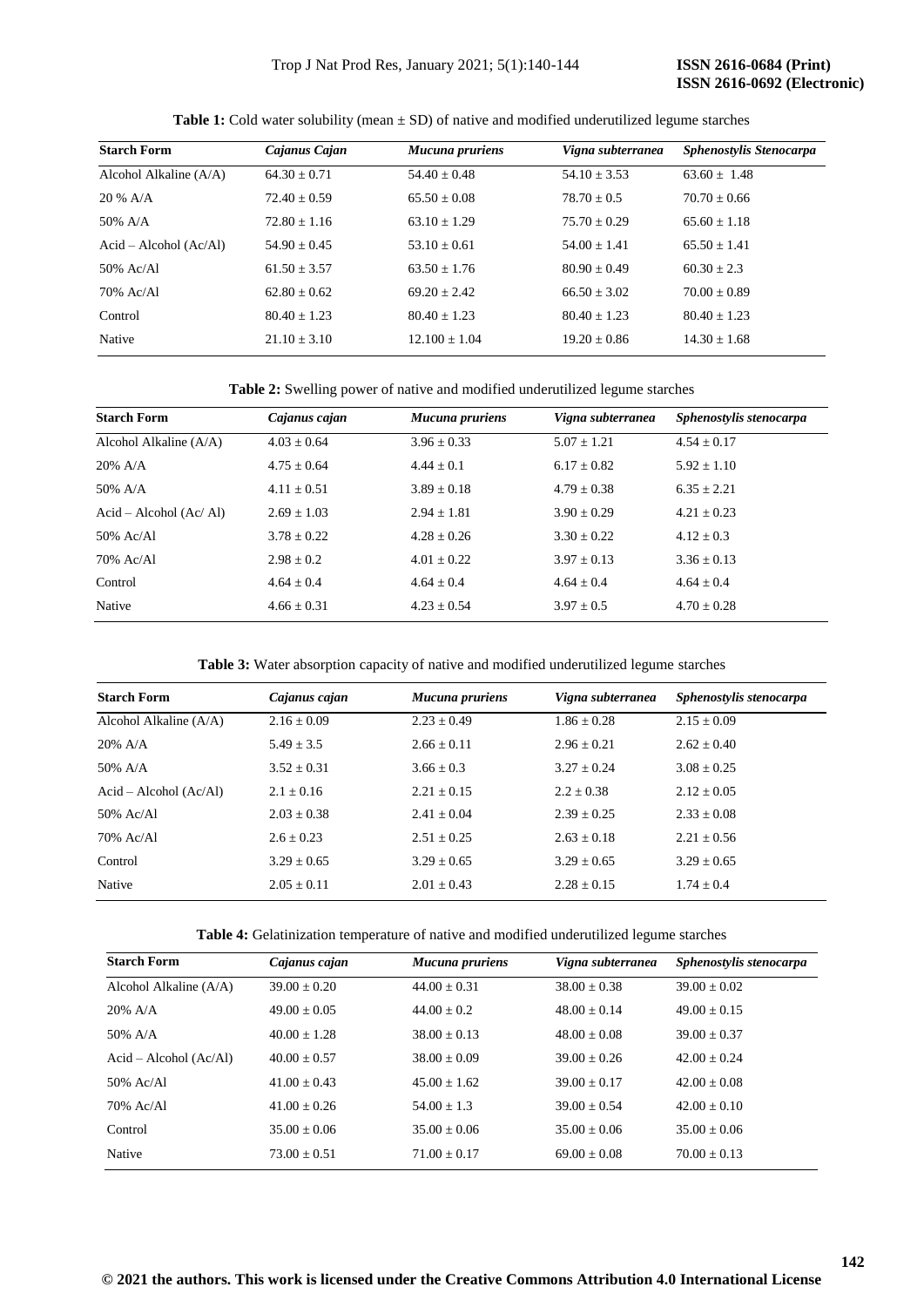**Table 1:** Cold water solubility (mean ± SD) of native and modified underutilized legume starches

| Starch Form | *Cajanus Cajan* | *Mucuna pruriens* | *Vigna subterranea* | *Sphenostylis Stenocarpa* |
|---|---|---|---|---|
| Alcohol Alkaline (A/A) | 64.30 ± 0.71 | 54.40 ± 0.48 | 54.10 ± 3.53 | 63.60 ± 1.48 |
| 20 % A/A | 72.40 ± 0.59 | 65.50 ± 0.08 | 78.70 ± 0.5 | 70.70 ± 0.66 |
| 50% A/A | 72.80 ± 1.16 | 63.10 ± 1.29 | 75.70 ± 0.29 | 65.60 ± 1.18 |
| Acid – Alcohol (Ac/Al) | 54.90 ± 0.45 | 53.10 ± 0.61 | 54.00 ± 1.41 | 65.50 ± 1.41 |
| 50% Ac/Al | 61.50 ± 3.57 | 63.50 ± 1.76 | 80.90 ± 0.49 | 60.30 ± 2.3 |
| 70% Ac/Al | 62.80 ± 0.62 | 69.20 ± 2.42 | 66.50 ± 3.02 | 70.00 ± 0.89 |
| Control | 80.40 ± 1.23 | 80.40 ± 1.23 | 80.40 ± 1.23 | 80.40 ± 1.23 |
| Native | 21.10 ± 3.10 | 12.100 ± 1.04 | 19.20 ± 0.86 | 14.30 ± 1.68 |

**Table 2:** Swelling power of native and modified underutilized legume starches

| Starch Form | *Cajanus cajan* | *Mucuna pruriens* | *Vigna subterranea* | *Sphenostylis stenocarpa* |
|---|---|---|---|---|
| Alcohol Alkaline (A/A) | 4.03 ± 0.64 | 3.96 ± 0.33 | 5.07 ± 1.21 | 4.54 ± 0.17 |
| 20% A/A | 4.75 ± 0.64 | 4.44 ± 0.1 | 6.17 ± 0.82 | 5.92 ± 1.10 |
| 50% A/A | 4.11 ± 0.51 | 3.89 ± 0.18 | 4.79 ± 0.38 | 6.35 ± 2.21 |
| Acid – Alcohol (Ac/ Al) | 2.69 ± 1.03 | 2.94 ± 1.81 | 3.90 ± 0.29 | 4.21 ± 0.23 |
| 50% Ac/Al | 3.78 ± 0.22 | 4.28 ± 0.26 | 3.30 ± 0.22 | 4.12 ± 0.3 |
| 70% Ac/Al | 2.98 ± 0.2 | 4.01 ± 0.22 | 3.97 ± 0.13 | 3.36 ± 0.13 |
| Control | 4.64 ± 0.4 | 4.64 ± 0.4 | 4.64 ± 0.4 | 4.64 ± 0.4 |
| Native | 4.66 ± 0.31 | 4.23 ± 0.54 | 3.97 ± 0.5 | 4.70 ± 0.28 |

**Table 3:** Water absorption capacity of native and modified underutilized legume starches

| Starch Form | *Cajanus cajan* | *Mucuna pruriens* | *Vigna subterranea* | *Sphenostylis stenocarpa* |
|---|---|---|---|---|
| Alcohol Alkaline (A/A) | 2.16 ± 0.09 | 2.23 ± 0.49 | 1.86 ± 0.28 | 2.15 ± 0.09 |
| 20% A/A | 5.49 ± 3.5 | 2.66 ± 0.11 | 2.96 ± 0.21 | 2.62 ± 0.40 |
| 50% A/A | 3.52 ± 0.31 | 3.66 ± 0.3 | 3.27 ± 0.24 | 3.08 ± 0.25 |
| Acid – Alcohol (Ac/Al) | 2.1 ± 0.16 | 2.21 ± 0.15 | 2.2 ± 0.38 | 2.12 ± 0.05 |
| 50% Ac/Al | 2.03 ± 0.38 | 2.41 ± 0.04 | 2.39 ± 0.25 | 2.33 ± 0.08 |
| 70% Ac/Al | 2.6 ± 0.23 | 2.51 ± 0.25 | 2.63 ± 0.18 | 2.21 ± 0.56 |
| Control | 3.29 ± 0.65 | 3.29 ± 0.65 | 3.29 ± 0.65 | 3.29 ± 0.65 |
| Native | 2.05 ± 0.11 | 2.01 ± 0.43 | 2.28 ± 0.15 | 1.74 ± 0.4 |

**Table 4:** Gelatinization temperature of native and modified underutilized legume starches

| Starch Form | *Cajanus cajan* | *Mucuna pruriens* | *Vigna subterranea* | *Sphenostylis stenocarpa* |
|---|---|---|---|---|
| Alcohol Alkaline (A/A) | 39.00 ± 0.20 | 44.00 ± 0.31 | 38.00 ± 0.38 | 39.00 ± 0.02 |
| 20% A/A | 49.00 ± 0.05 | 44.00 ± 0.2 | 48.00 ± 0.14 | 49.00 ± 0.15 |
| 50% A/A | 40.00 ± 1.28 | 38.00 ± 0.13 | 48.00 ± 0.08 | 39.00 ± 0.37 |
| Acid – Alcohol (Ac/Al) | 40.00 ± 0.57 | 38.00 ± 0.09 | 39.00 ± 0.26 | 42.00 ± 0.24 |
| 50% Ac/Al | 41.00 ± 0.43 | 45.00 ± 1.62 | 39.00 ± 0.17 | 42.00 ± 0.08 |
| 70% Ac/Al | 41.00 ± 0.26 | 54.00 ± 1.3 | 39.00 ± 0.54 | 42.00 ± 0.10 |
| Control | 35.00 ± 0.06 | 35.00 ± 0.06 | 35.00 ± 0.06 | 35.00 ± 0.06 |
| Native | 73.00 ± 0.51 | 71.00 ± 0.17 | 69.00 ± 0.08 | 70.00 ± 0.13 |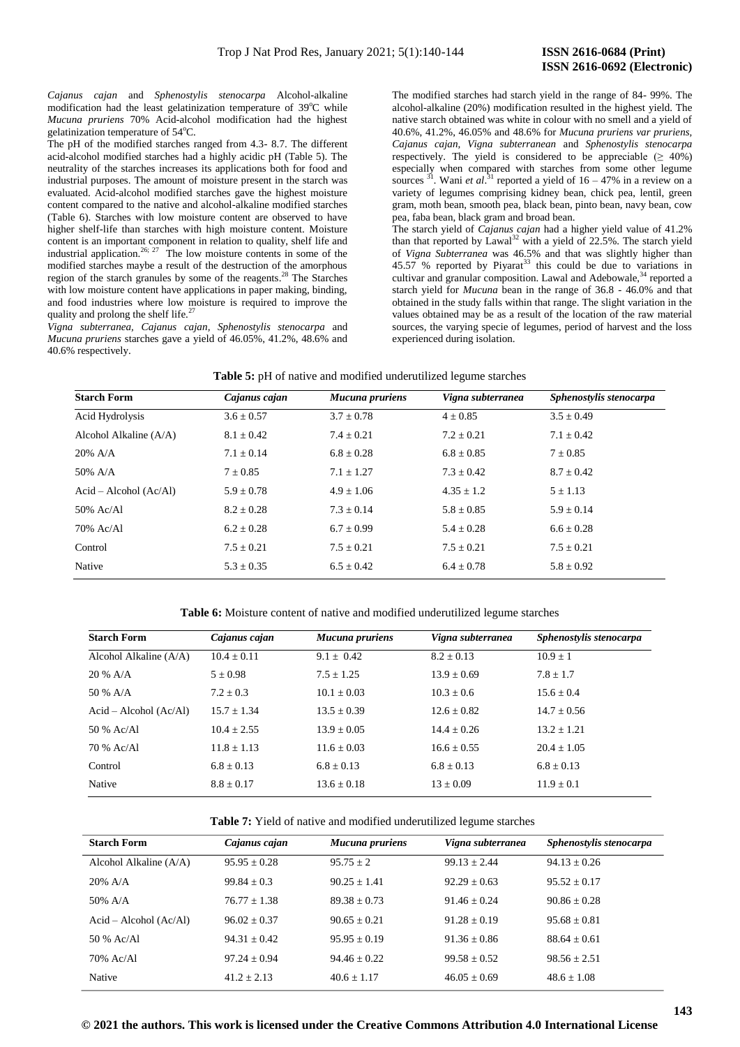*Cajanus cajan* and *Sphenostylis stenocarpa* Alcohol-alkaline modification had the least gelatinization temperature of 39°C while *Mucuna pruriens* 70% Acid-alcohol modification had the highest gelatinization temperature of 54°C.

The pH of the modified starches ranged from 4.3- 8.7. The different acid-alcohol modified starches had a highly acidic pH (Table 5). The neutrality of the starches increases its applications both for food and industrial purposes. The amount of moisture present in the starch was evaluated. Acid-alcohol modified starches gave the highest moisture content compared to the native and alcohol-alkaline modified starches (Table 6). Starches with low moisture content are observed to have higher shelf-life than starches with high moisture content. Moisture content is an important component in relation to quality, shelf life and industrial application.[26; 27] The low moisture contents in some of the modified starches maybe a result of the destruction of the amorphous region of the starch granules by some of the reagents.[28] The Starches with low moisture content have applications in paper making, binding, and food industries where low moisture is required to improve the quality and prolong the shelf life.[27]

*Vigna subterranea, Cajanus cajan, Sphenostylis stenocarpa* and *Mucuna pruriens* starches gave a yield of 46.05%, 41.2%, 48.6% and 40.6% respectively.

The modified starches had starch yield in the range of 84- 99%. The alcohol-alkaline (20%) modification resulted in the highest yield. The native starch obtained was white in colour with no smell and a yield of 40.6%, 41.2%, 46.05% and 48.6% for *Mucuna pruriens var pruriens, Cajanus cajan, Vigna subterranean* and *Sphenostylis stenocarpa* respectively. The yield is considered to be appreciable (≥ 40%) especially when compared with starches from some other legume sources [31]. Wani *et al*.[31] reported a yield of 16 – 47% in a review on a variety of legumes comprising kidney bean, chick pea, lentil, green gram, moth bean, smooth pea, black bean, pinto bean, navy bean, cow pea, faba bean, black gram and broad bean.

The starch yield of *Cajanus cajan* had a higher yield value of 41.2% than that reported by Lawal[32] with a yield of 22.5%. The starch yield of *Vigna Subterranea* was 46.5% and that was slightly higher than 45.57 % reported by Piyarat[33] this could be due to variations in cultivar and granular composition. Lawal and Adebowale,[34] reported a starch yield for *Mucuna* bean in the range of 36.8 - 46.0% and that obtained in the study falls within that range. The slight variation in the values obtained may be as a result of the location of the raw material sources, the varying specie of legumes, period of harvest and the loss experienced during isolation.

**Table 5:** pH of native and modified underutilized legume starches

| Starch Form | *Cajanus cajan* | *Mucuna pruriens* | *Vigna subterranea* | *Sphenostylis stenocarpa* |
|---|---|---|---|---|
| Acid Hydrolysis | 3.6 ± 0.57 | 3.7 ± 0.78 | 4 ± 0.85 | 3.5 ± 0.49 |
| Alcohol Alkaline (A/A) | 8.1 ± 0.42 | 7.4 ± 0.21 | 7.2 ± 0.21 | 7.1 ± 0.42 |
| 20% A/A | 7.1 ± 0.14 | 6.8 ± 0.28 | 6.8 ± 0.85 | 7 ± 0.85 |
| 50% A/A | 7 ± 0.85 | 7.1 ± 1.27 | 7.3 ± 0.42 | 8.7 ± 0.42 |
| Acid – Alcohol (Ac/Al) | 5.9 ± 0.78 | 4.9 ± 1.06 | 4.35 ± 1.2 | 5 ± 1.13 |
| 50% Ac/Al | 8.2 ± 0.28 | 7.3 ± 0.14 | 5.8 ± 0.85 | 5.9 ± 0.14 |
| 70% Ac/Al | 6.2 ± 0.28 | 6.7 ± 0.99 | 5.4 ± 0.28 | 6.6 ± 0.28 |
| Control | 7.5 ± 0.21 | 7.5 ± 0.21 | 7.5 ± 0.21 | 7.5 ± 0.21 |
| Native | 5.3 ± 0.35 | 6.5 ± 0.42 | 6.4 ± 0.78 | 5.8 ± 0.92 |

**Table 6:** Moisture content of native and modified underutilized legume starches

| Starch Form | *Cajanus cajan* | *Mucuna pruriens* | *Vigna subterranea* | *Sphenostylis stenocarpa* |
|---|---|---|---|---|
| Alcohol Alkaline (A/A) | 10.4 ± 0.11 | 9.1 ± 0.42 | 8.2 ± 0.13 | 10.9 ± 1 |
| 20 % A/A | 5 ± 0.98 | 7.5 ± 1.25 | 13.9 ± 0.69 | 7.8 ± 1.7 |
| 50 % A/A | 7.2 ± 0.3 | 10.1 ± 0.03 | 10.3 ± 0.6 | 15.6 ± 0.4 |
| Acid – Alcohol (Ac/Al) | 15.7 ± 1.34 | 13.5 ± 0.39 | 12.6 ± 0.82 | 14.7 ± 0.56 |
| 50 % Ac/Al | 10.4 ± 2.55 | 13.9 ± 0.05 | 14.4 ± 0.26 | 13.2 ± 1.21 |
| 70 % Ac/Al | 11.8 ± 1.13 | 11.6 ± 0.03 | 16.6 ± 0.55 | 20.4 ± 1.05 |
| Control | 6.8 ± 0.13 | 6.8 ± 0.13 | 6.8 ± 0.13 | 6.8 ± 0.13 |
| Native | 8.8 ± 0.17 | 13.6 ± 0.18 | 13 ± 0.09 | 11.9 ± 0.1 |

**Table 7:** Yield of native and modified underutilized legume starches

| Starch Form | *Cajanus cajan* | *Mucuna pruriens* | *Vigna subterranea* | *Sphenostylis stenocarpa* |
|---|---|---|---|---|
| Alcohol Alkaline (A/A) | 95.95 ± 0.28 | 95.75 ± 2 | 99.13 ± 2.44 | 94.13 ± 0.26 |
| 20% A/A | 99.84 ± 0.3 | 90.25 ± 1.41 | 92.29 ± 0.63 | 95.52 ± 0.17 |
| 50% A/A | 76.77 ± 1.38 | 89.38 ± 0.73 | 91.46 ± 0.24 | 90.86 ± 0.28 |
| Acid – Alcohol (Ac/Al) | 96.02 ± 0.37 | 90.65 ± 0.21 | 91.28 ± 0.19 | 95.68 ± 0.81 |
| 50 % Ac/Al | 94.31 ± 0.42 | 95.95 ± 0.19 | 91.36 ± 0.86 | 88.64 ± 0.61 |
| 70% Ac/Al | 97.24 ± 0.94 | 94.46 ± 0.22 | 99.58 ± 0.52 | 98.56 ± 2.51 |
| Native | 41.2 ± 2.13 | 40.6 ± 1.17 | 46.05 ± 0.69 | 48.6 ± 1.08 |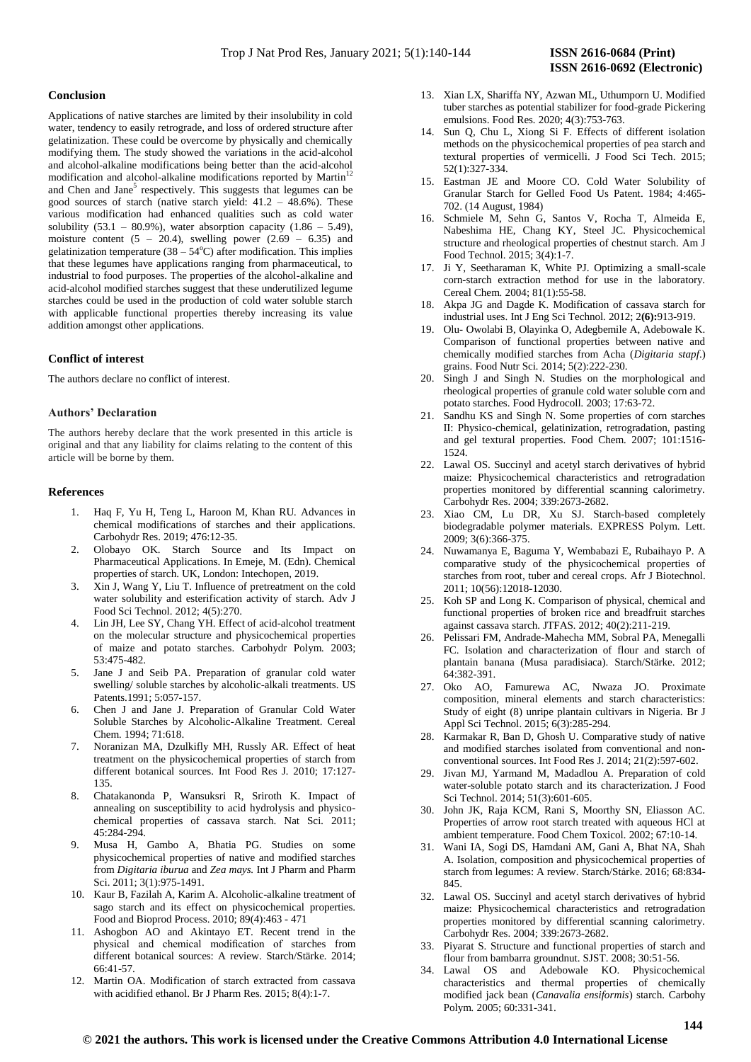## Conclusion

Applications of native starches are limited by their insolubility in cold water, tendency to easily retrograde, and loss of ordered structure after gelatinization. These could be overcome by physically and chemically modifying them. The study showed the variations in the acid-alcohol and alcohol-alkaline modifications being better than the acid-alcohol modification and alcohol-alkaline modifications reported by Martin[12] and Chen and Jane[5] respectively. This suggests that legumes can be good sources of starch (native starch yield: 41.2 – 48.6%). These various modification had enhanced qualities such as cold water solubility (53.1 – 80.9%), water absorption capacity (1.86 – 5.49), moisture content (5 – 20.4), swelling power (2.69 – 6.35) and gelatinization temperature (38 – 54$^{o}$C) after modification. This implies that these legumes have applications ranging from pharmaceutical, to industrial to food purposes. The properties of the alcohol-alkaline and acid-alcohol modified starches suggest that these underutilized legume starches could be used in the production of cold water soluble starch with applicable functional properties thereby increasing its value addition amongst other applications.

## Conflict of interest

The authors declare no conflict of interest.

## Authors' Declaration

The authors hereby declare that the work presented in this article is original and that any liability for claims relating to the content of this article will be borne by them.

## References

1. Haq F, Yu H, Teng L, Haroon M, Khan RU. Advances in chemical modifications of starches and their applications. Carbohydr Res. 2019; 476:12-35.
2. Olobayo OK. Starch Source and Its Impact on Pharmaceutical Applications. In Emeje, M. (Edn). Chemical properties of starch. UK, London: Intechopen, 2019.
3. Xin J, Wang Y, Liu T. Influence of pretreatment on the cold water solubility and esterification activity of starch. Adv J Food Sci Technol. 2012; 4(5):270.
4. Lin JH, Lee SY, Chang YH. Effect of acid-alcohol treatment on the molecular structure and physicochemical properties of maize and potato starches. Carbohydr Polym. 2003; 53:475-482.
5. Jane J and Seib PA. Preparation of granular cold water swelling/ soluble starches by alcoholic-alkali treatments. US Patents.1991; 5:057-157.
6. Chen J and Jane J. Preparation of Granular Cold Water Soluble Starches by Alcoholic-Alkaline Treatment. Cereal Chem. 1994; 71:618.
7. Noranizan MA, Dzulkifly MH, Russly AR. Effect of heat treatment on the physicochemical properties of starch from different botanical sources. Int Food Res J. 2010; 17:127-135.
8. Chatakanonda P, Wansuksri R, Sriroth K. Impact of annealing on susceptibility to acid hydrolysis and physico-chemical properties of cassava starch. Nat Sci. 2011; 45:284-294.
9. Musa H, Gambo A, Bhatia PG. Studies on some physicochemical properties of native and modified starches from *Digitaria iburua* and *Zea mays.* Int J Pharm and Pharm Sci. 2011; 3(1):975-1491.
10. Kaur B, Fazilah A, Karim A. Alcoholic-alkaline treatment of sago starch and its effect on physicochemical properties. Food and Bioprod Process. 2010; 89(4):463 - 471
11. Ashogbon AO and Akintayo ET. Recent trend in the physical and chemical modification of starches from different botanical sources: A review. Starch/Stärke. 2014; 66:41-57.
12. Martin OA. Modification of starch extracted from cassava with acidified ethanol. Br J Pharm Res. 2015; 8(4):1-7.
13. Xian LX, Shariffa NY, Azwan ML, Uthumporn U. Modified tuber starches as potential stabilizer for food-grade Pickering emulsions. Food Res. 2020; 4(3):753-763.
14. Sun Q, Chu L, Xiong Si F. Effects of different isolation methods on the physicochemical properties of pea starch and textural properties of vermicelli. J Food Sci Tech. 2015; 52(1):327-334.
15. Eastman JE and Moore CO. Cold Water Solubility of Granular Starch for Gelled Food Us Patent. 1984; 4:465-702. (14 August, 1984)
16. Schmiele M, Sehn G, Santos V, Rocha T, Almeida E, Nabeshima HE, Chang KY, Steel JC. Physicochemical structure and rheological properties of chestnut starch. Am J Food Technol. 2015; 3(4):1-7.
17. Ji Y, Seetharaman K, White PJ. Optimizing a small-scale corn-starch extraction method for use in the laboratory. Cereal Chem. 2004; 81(1):55-58.
18. Akpa JG and Dagde K. Modification of cassava starch for industrial uses. Int J Eng Sci Technol. 2012; 2**(6):**913-919.
19. Olu- Owolabi B, Olayinka O, Adegbemile A, Adebowale K. Comparison of functional properties between native and chemically modified starches from Acha (*Digitaria stapf*.) grains. Food Nutr Sci. 2014; 5(2):222-230.
20. Singh J and Singh N. Studies on the morphological and rheological properties of granule cold water soluble corn and potato starches. Food Hydrocoll. 2003; 17:63-72.
21. Sandhu KS and Singh N. Some properties of corn starches II: Physico-chemical, gelatinization, retrogradation, pasting and gel textural properties. Food Chem. 2007; 101:1516-1524.
22. Lawal OS. Succinyl and acetyl starch derivatives of hybrid maize: Physicochemical characteristics and retrogradation properties monitored by differential scanning calorimetry. Carbohydr Res. 2004; 339:2673-2682.
23. Xiao CM, Lu DR, Xu SJ. Starch-based completely biodegradable polymer materials. EXPRESS Polym. Lett. 2009; 3(6):366-375.
24. Nuwamanya E, Baguma Y, Wembabazi E, Rubaihayo P. A comparative study of the physicochemical properties of starches from root, tuber and cereal crops. Afr J Biotechnol. 2011; 10(56):12018-12030.
25. Koh SP and Long K. Comparison of physical, chemical and functional properties of broken rice and breadfruit starches against cassava starch. JTFAS. 2012; 40(2):211-219.
26. Pelissari FM, Andrade-Mahecha MM, Sobral PA, Menegalli FC. Isolation and characterization of flour and starch of plantain banana (Musa paradisiaca). Starch/Stärke. 2012; 64:382-391.
27. Oko AO, Famurewa AC, Nwaza JO. Proximate composition, mineral elements and starch characteristics: Study of eight (8) unripe plantain cultivars in Nigeria. Br J Appl Sci Technol. 2015; 6(3):285-294.
28. Karmakar R, Ban D, Ghosh U. Comparative study of native and modified starches isolated from conventional and non-conventional sources. Int Food Res J. 2014; 21(2):597-602.
29. Jivan MJ, Yarmand M, Madadlou A. Preparation of cold water-soluble potato starch and its characterization. J Food Sci Technol. 2014; 51(3):601-605.
30. John JK, Raja KCM, Rani S, Moorthy SN, Eliasson AC. Properties of arrow root starch treated with aqueous HCl at ambient temperature. Food Chem Toxicol. 2002; 67:10-14.
31. Wani IA, Sogi DS, Hamdani AM, Gani A, Bhat NA, Shah A. Isolation, composition and physicochemical properties of starch from legumes: A review. Starch/Stärke. 2016; 68:834-845.
32. Lawal OS. Succinyl and acetyl starch derivatives of hybrid maize: Physicochemical characteristics and retrogradation properties monitored by differential scanning calorimetry. Carbohydr Res. 2004; 339:2673-2682.
33. Piyarat S. Structure and functional properties of starch and flour from bambarra groundnut. SJST. 2008; 30:51-56.
34. Lawal OS and Adebowale KO. Physicochemical characteristics and thermal properties of chemically modified jack bean (*Canavalia ensiformis*) starch. Carbohy Polym. 2005; 60:331-341.